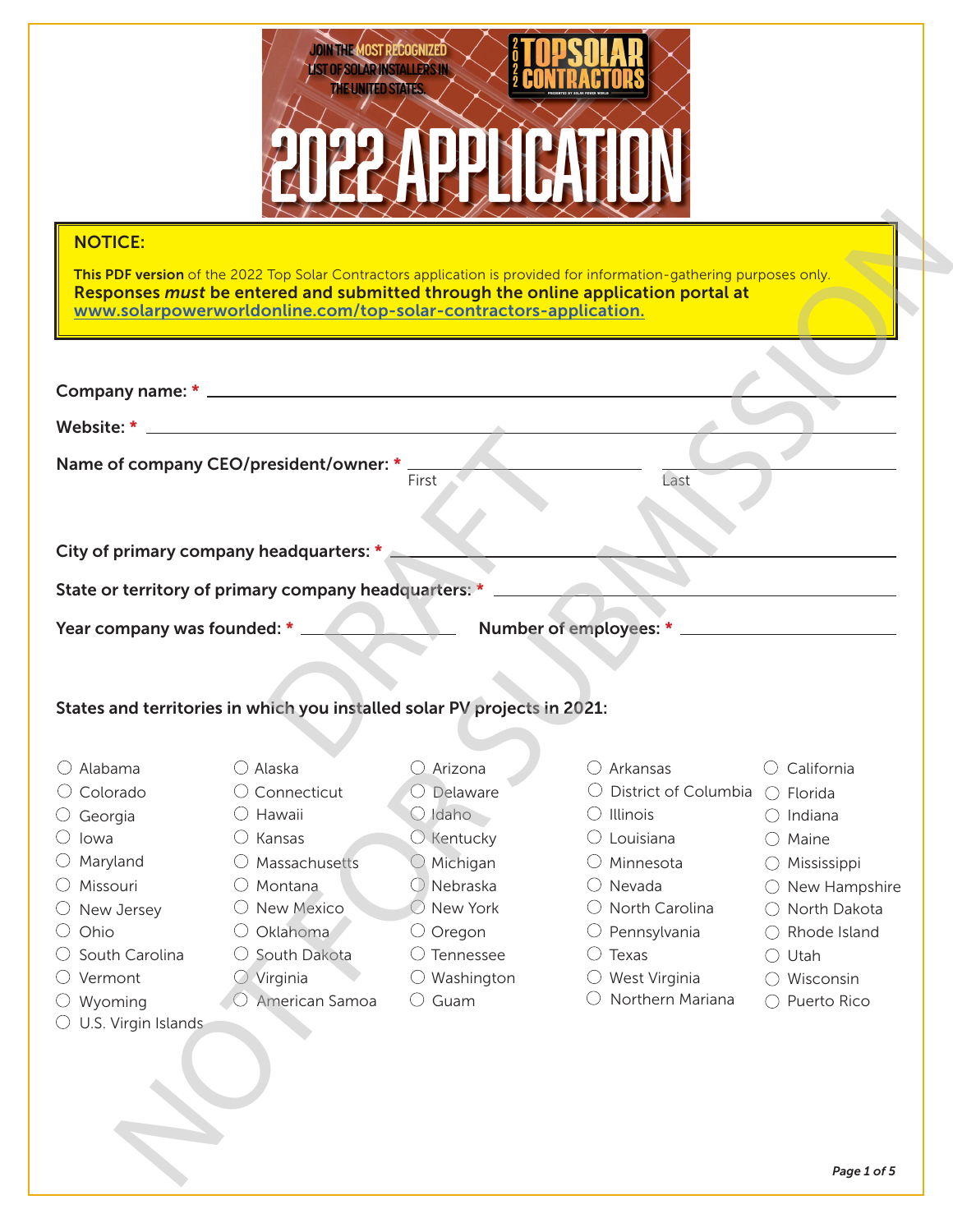JOIN THE MOST RECOGNIZED LIST OF SOLAR INSTALLERS IN THE UNITED STATES.

2022 TOP SOLAR CONTRACTORS

# 2022 APPLICATION

**NOTICE:**

**This PDF version** of the 2022 Top Solar Contractors application is provided for information-gathering purposes only. **Responses *must* be entered and submitted through the online application portal at [www.solarpowerworldonline.com/top-solar-contractors-application.](www.solarpowerworldonline.com/top-solar-contractors-application)**

**Company name: \*** ____________________

**Website: \*** ____________________

**Name of company CEO/president/owner: \*** ____________ First ____________ Last

**City of primary company headquarters: \*** ____________________

**State or territory of primary company headquarters: \*** ____________________

**Year company was founded: \*** ____________ **Number of employees: \*** ____________

**States and territories in which you installed solar PV projects in 2021:**

- ○ Alabama
- ○ Alaska
- ○ Arizona
- ○ Arkansas
- ○ California
- ○ Colorado
- ○ Connecticut
- ○ Delaware
- ○ District of Columbia
- ○ Florida
- ○ Georgia
- ○ Hawaii
- ○ Idaho
- ○ Illinois
- ○ Indiana
- ○ Iowa
- ○ Kansas
- ○ Kentucky
- ○ Louisiana
- ○ Maine
- ○ Maryland
- ○ Massachusetts
- ○ Michigan
- ○ Minnesota
- ○ Mississippi
- ○ Missouri
- ○ Montana
- ○ Nebraska
- ○ Nevada
- ○ New Hampshire
- ○ New Jersey
- ○ New Mexico
- ○ New York
- ○ North Carolina
- ○ North Dakota
- ○ Ohio
- ○ Oklahoma
- ○ Oregon
- ○ Pennsylvania
- ○ Rhode Island
- ○ South Carolina
- ○ South Dakota
- ○ Tennessee
- ○ Texas
- ○ Utah
- ○ Vermont
- ○ Virginia
- ○ Washington
- ○ West Virginia
- ○ Wisconsin
- ○ Wyoming
- ○ American Samoa
- ○ Guam
- ○ Northern Mariana
- ○ Puerto Rico
- ○ U.S. Virgin Islands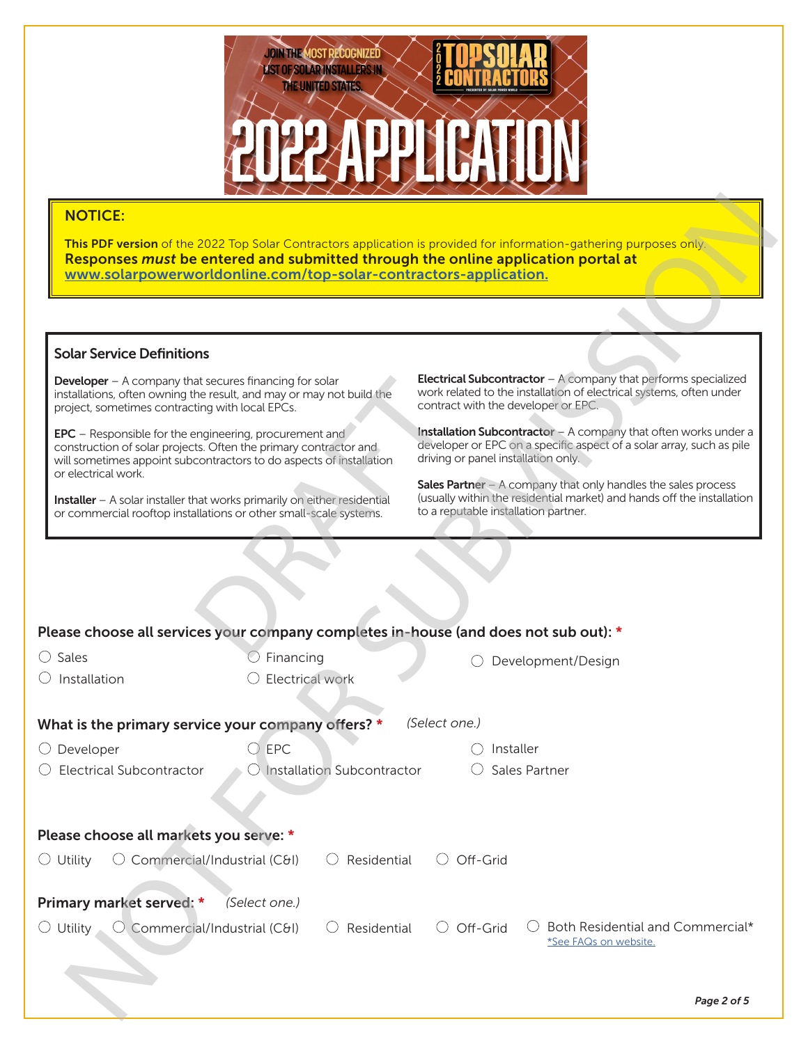# 2022 APPLICATION

JOIN THE MOST RECOGNIZED LIST OF SOLAR INSTALLERS IN THE UNITED STATES.

2022 TOP SOLAR CONTRACTORS

## NOTICE:

**This PDF version** of the 2022 Top Solar Contractors application is provided for information-gathering purposes only. **Responses *must* be entered and submitted through the online application portal at www.solarpowerworldonline.com/top-solar-contractors-application.**

### Solar Service Definitions

**Developer** – A company that secures financing for solar installations, often owning the result, and may or may not build the project, sometimes contracting with local EPCs.

**EPC** – Responsible for the engineering, procurement and construction of solar projects. Often the primary contractor and will sometimes appoint subcontractors to do aspects of installation or electrical work.

**Installer** – A solar installer that works primarily on either residential or commercial rooftop installations or other small-scale systems.

**Electrical Subcontractor** – A company that performs specialized work related to the installation of electrical systems, often under contract with the developer or EPC.

**Installation Subcontractor** – A company that often works under a developer or EPC on a specific aspect of a solar array, such as pile driving or panel installation only.

**Sales Partner** – A company that only handles the sales process (usually within the residential market) and hands off the installation to a reputable installation partner.

**Please choose all services your company completes in-house (and does not sub out): ***

- ○ Sales
- ○ Financing
- ○ Development/Design
- ○ Installation
- ○ Electrical work

**What is the primary service your company offers? *** *(Select one.)*

- ○ Developer
- ○ EPC
- ○ Installer
- ○ Electrical Subcontractor
- ○ Installation Subcontractor
- ○ Sales Partner

**Please choose all markets you serve: ***

- ○ Utility
- ○ Commercial/Industrial (C&I)
- ○ Residential
- ○ Off-Grid

**Primary market served: *** *(Select one.)*

- ○ Utility
- ○ Commercial/Industrial (C&I)
- ○ Residential
- ○ Off-Grid
- ○ Both Residential and Commercial* *See FAQs on website.

DRAFT NOT FOR SUBMISSION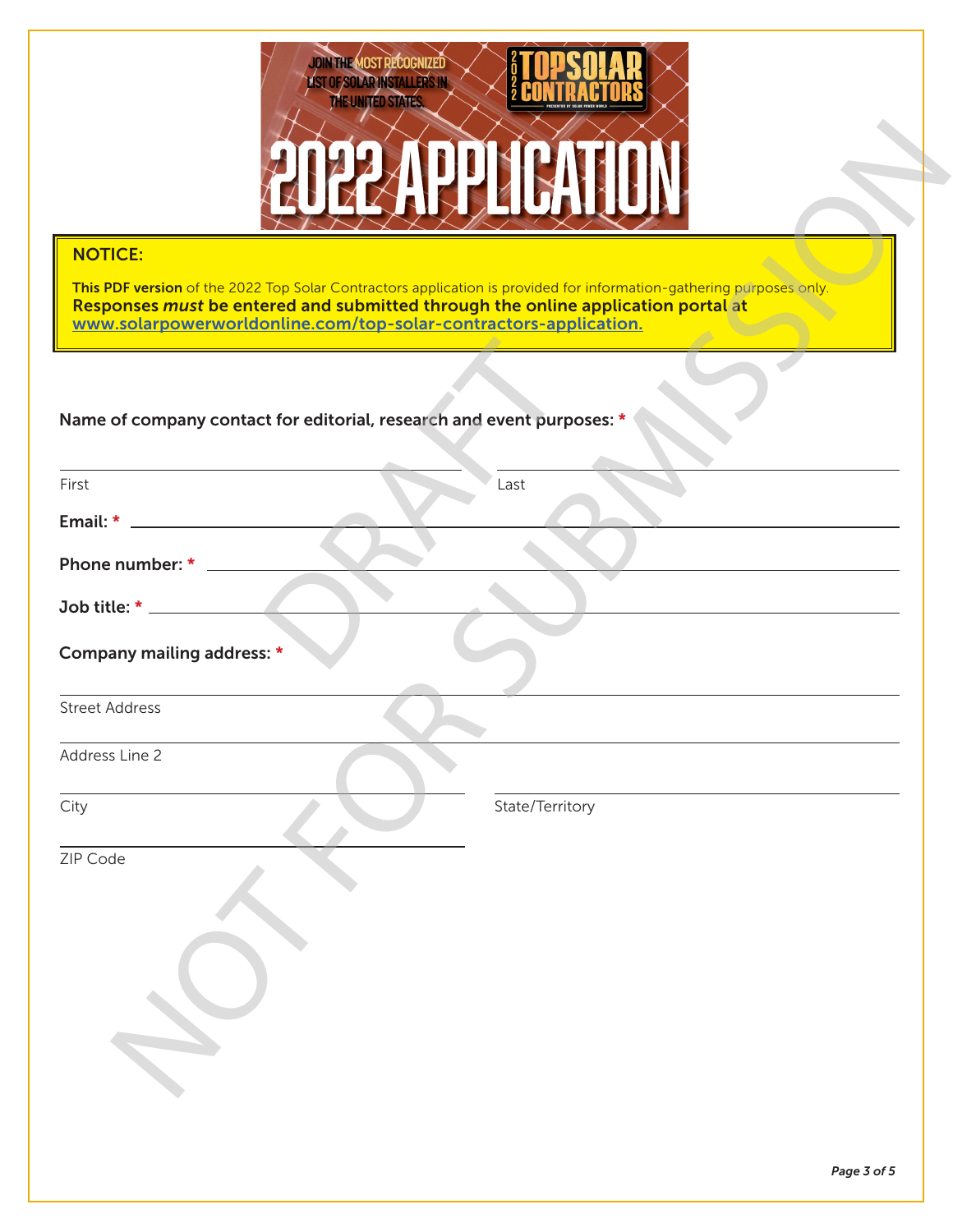JOIN THE MOST RECOGNIZED LIST OF SOLAR INSTALLERS IN THE UNITED STATES.

2022 TOP SOLAR CONTRACTORS

PRESENTED BY SOLAR POWER WORLD

# 2022 APPLICATION

**NOTICE:**

**This PDF version** of the 2022 Top Solar Contractors application is provided for information-gathering purposes only. **Responses *must* be entered and submitted through the online application portal at [www.solarpowerworldonline.com/top-solar-contractors-application.](www.solarpowerworldonline.com/top-solar-contractors-application)**

**Name of company contact for editorial, research and event purposes: ***

First ______________________ Last ______________________

**Email: *** ______________________

**Phone number: *** ______________________

**Job title: *** ______________________

**Company mailing address: ***

Street Address ______________________

Address Line 2 ______________________

City ______________________ State/Territory ______________________

ZIP Code ______________________

DRAFT

NOT FOR SUBMISSION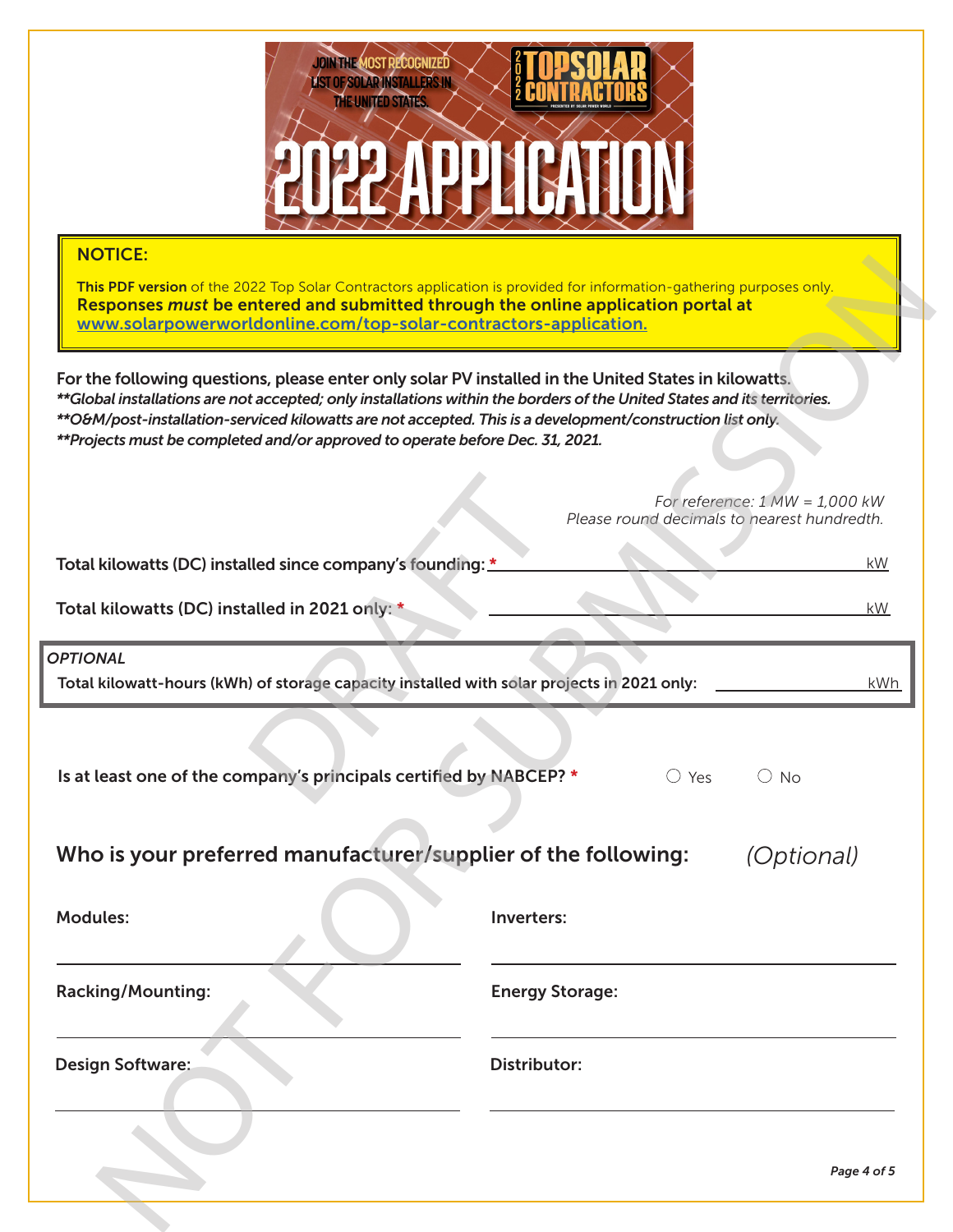JOIN THE MOST RECOGNIZED LIST OF SOLAR INSTALLERS IN THE UNITED STATES.

2022 TOP SOLAR CONTRACTORS

PRESENTED BY SOLAR POWER WORLD

# 2022 APPLICATION

**NOTICE:**

**This PDF version** of the 2022 Top Solar Contractors application is provided for information-gathering purposes only. **Responses *must* be entered and submitted through the online application portal at [www.solarpowerworldonline.com/top-solar-contractors-application.](www.solarpowerworldonline.com/top-solar-contractors-application)**

**For the following questions, please enter only solar PV installed in the United States in kilowatts.**
***\*\*Global installations are not accepted; only installations within the borders of the United States and its territories.***
***\*\*O&M/post-installation-serviced kilowatts are not accepted. This is a development/construction list only.***
***\*\*Projects must be completed and/or approved to operate before Dec. 31, 2021.***

*For reference: 1 MW = 1,000 kW*
*Please round decimals to nearest hundredth.*

**Total kilowatts (DC) installed since company's founding:** * ______________________ kW

**Total kilowatts (DC) installed in 2021 only:** * ______________________ kW

*OPTIONAL*

**Total kilowatt-hours (kWh) of storage capacity installed with solar projects in 2021 only:** ______________ kWh

**Is at least one of the company's principals certified by NABCEP?** * ○ Yes ○ No

## Who is your preferred manufacturer/supplier of the following: *(Optional)*

**Modules:** ______________________

**Inverters:** ______________________

**Racking/Mounting:** ______________________

**Energy Storage:** ______________________

**Design Software:** ______________________

**Distributor:** ______________________

DRAFT NOT FOR SUBMISSION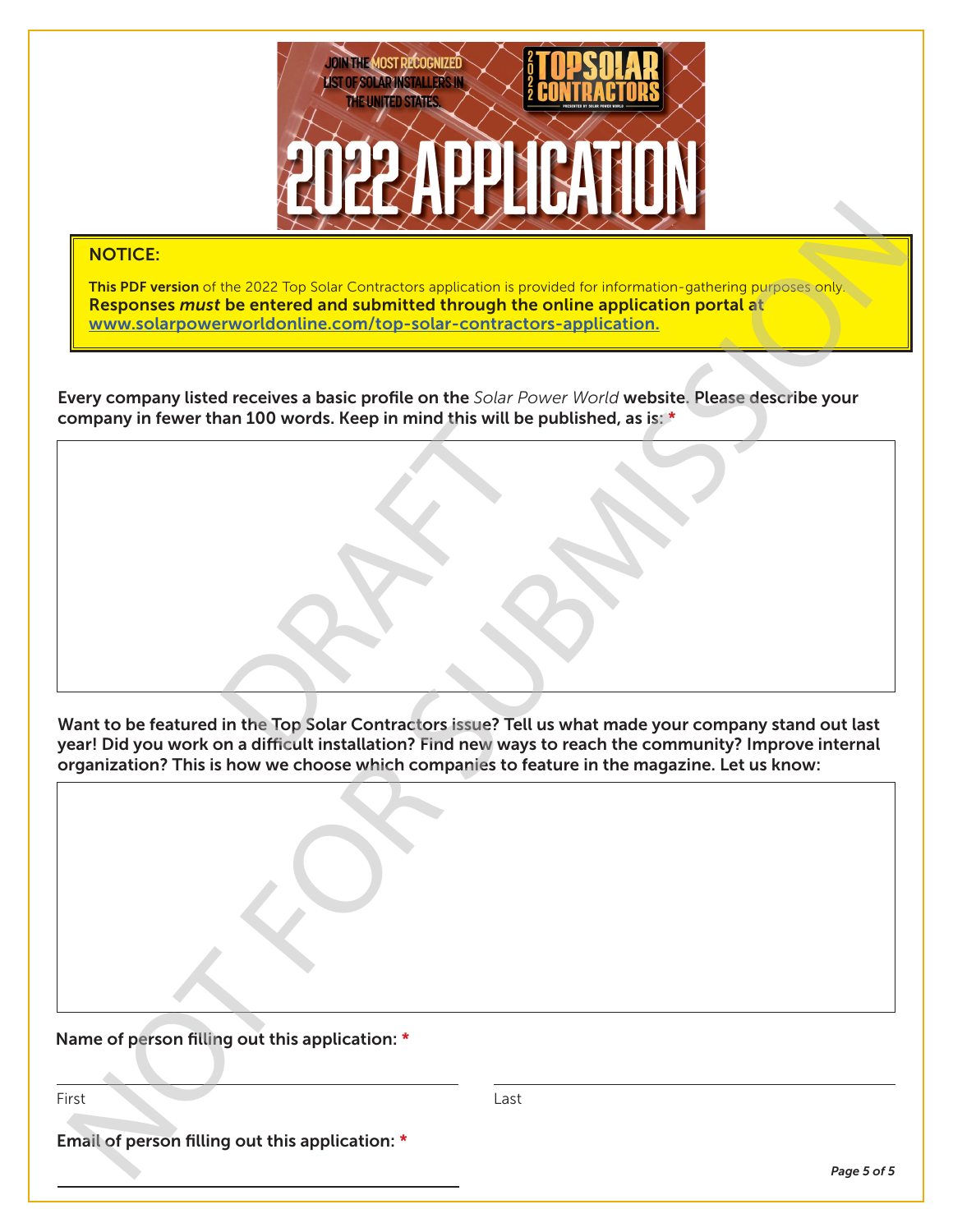JOIN THE MOST RECOGNIZED LIST OF SOLAR INSTALLERS IN THE UNITED STATES.

2022 TOP SOLAR CONTRACTORS

PRESENTED BY SOLAR POWER WORLD

# 2022 APPLICATION

**NOTICE:**

**This PDF version** of the 2022 Top Solar Contractors application is provided for information-gathering purposes only. **Responses *must* be entered and submitted through the online application portal at [www.solarpowerworldonline.com/top-solar-contractors-application.](www.solarpowerworldonline.com/top-solar-contractors-application)**

**Every company listed receives a basic profile on the** *Solar Power World* **website. Please describe your company in fewer than 100 words. Keep in mind this will be published, as is: \***

**Want to be featured in the Top Solar Contractors issue? Tell us what made your company stand out last year! Did you work on a difficult installation? Find new ways to reach the community? Improve internal organization? This is how we choose which companies to feature in the magazine. Let us know:**

**Name of person filling out this application: \***

First

Last

**Email of person filling out this application: \***

DRAFT

NOT FOR SUBMISSION